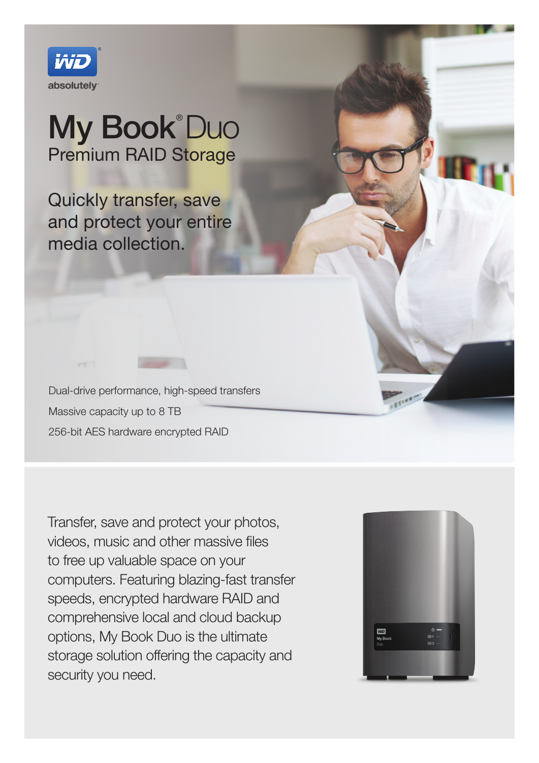WD absolutely

# My Book® Duo

## Premium RAID Storage

Quickly transfer, save and protect your entire media collection.

Dual-drive performance, high-speed transfers

Massive capacity up to 8 TB

256-bit AES hardware encrypted RAID

Transfer, save and protect your photos, videos, music and other massive files to free up valuable space on your computers. Featuring blazing-fast transfer speeds, encrypted hardware RAID and comprehensive local and cloud backup options, My Book Duo is the ultimate storage solution offering the capacity and security you need.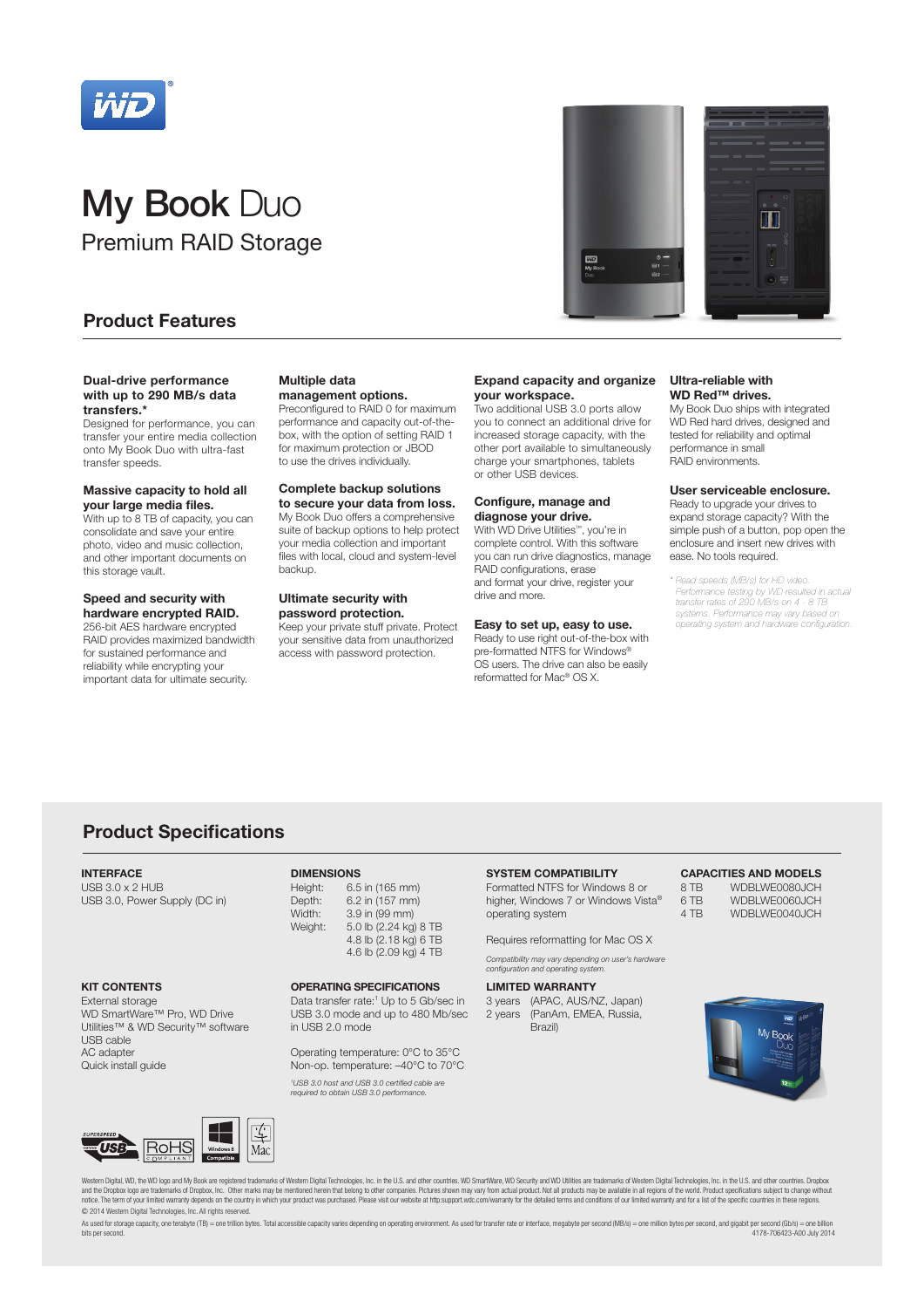# My Book Duo

Premium RAID Storage

## Product Features

### Dual-drive performance with up to 290 MB/s data transfers.*

Designed for performance, you can transfer your entire media collection onto My Book Duo with ultra-fast transfer speeds.

### Massive capacity to hold all your large media files.

With up to 8 TB of capacity, you can consolidate and save your entire photo, video and music collection, and other important documents on this storage vault.

### Speed and security with hardware encrypted RAID.

256-bit AES hardware encrypted RAID provides maximized bandwidth for sustained performance and reliability while encrypting your important data for ultimate security.

### Multiple data management options.

Preconfigured to RAID 0 for maximum performance and capacity out-of-the-box, with the option of setting RAID 1 for maximum protection or JBOD to use the drives individually.

### Complete backup solutions to secure your data from loss.

My Book Duo offers a comprehensive suite of backup options to help protect your media collection and important files with local, cloud and system-level backup.

### Ultimate security with password protection.

Keep your private stuff private. Protect your sensitive data from unauthorized access with password protection.

### Expand capacity and organize your workspace.

Two additional USB 3.0 ports allow you to connect an additional drive for increased storage capacity, with the other port available to simultaneously charge your smartphones, tablets or other USB devices.

### Configure, manage and diagnose your drive.

With WD Drive Utilities™, you're in complete control. With this software you can run drive diagnostics, manage RAID configurations, erase and format your drive, register your drive and more.

### Easy to set up, easy to use.

Ready to use right out-of-the-box with pre-formatted NTFS for Windows® OS users. The drive can also be easily reformatted for Mac® OS X.

### Ultra-reliable with WD Red™ drives.

My Book Duo ships with integrated WD Red hard drives, designed and tested for reliability and optimal performance in small RAID environments.

### User serviceable enclosure.

Ready to upgrade your drives to expand storage capacity? With the simple push of a button, pop open the enclosure and insert new drives with ease. No tools required.

*\* Read speeds (MB/s) for HD video. Performance testing by WD resulted in actual transfer rates of 290 MB/s on 4 - 8 TB systems. Performance may vary based on operating system and hardware configuration.*

## Product Specifications

**INTERFACE**

USB 3.0 x 2 HUB
USB 3.0, Power Supply (DC in)

**DIMENSIONS**

| | |
|---|---|
| Height: | 6.5 in (165 mm) |
| Depth: | 6.2 in (157 mm) |
| Width: | 3.9 in (99 mm) |
| Weight: | 5.0 lb (2.24 kg) 8 TB |
| | 4.8 lb (2.18 kg) 6 TB |
| | 4.6 lb (2.09 kg) 4 TB |

**SYSTEM COMPATIBILITY**

Formatted NTFS for Windows 8 or higher, Windows 7 or Windows Vista® operating system

Requires reformatting for Mac OS X

*Compatibility may vary depending on user's hardware configuration and operating system.*

**CAPACITIES AND MODELS**

| | |
|---|---|
| 8 TB | WDBLWE0080JCH |
| 6 TB | WDBLWE0060JCH |
| 4 TB | WDBLWE0040JCH |

**KIT CONTENTS**

External storage
WD SmartWare™ Pro, WD Drive Utilities™ & WD Security™ software
USB cable
AC adapter
Quick install guide

**OPERATING SPECIFICATIONS**

Data transfer rate:[1] Up to 5 Gb/sec in USB 3.0 mode and up to 480 Mb/sec in USB 2.0 mode

Operating temperature: 0°C to 35°C
Non-op. temperature: –40°C to 70°C

*[1]USB 3.0 host and USB 3.0 certified cable are required to obtain USB 3.0 performance.*

**LIMITED WARRANTY**

| | |
|---|---|
| 3 years | (APAC, AUS/NZ, Japan) |
| 2 years | (PanAm, EMEA, Russia, Brazil) |

Western Digital, WD, the WD logo and My Book are registered trademarks of Western Digital Technologies, Inc. in the U.S. and other countries. WD SmartWare, WD Security and WD Utilities are trademarks of Western Digital Technologies, Inc. in the U.S. and other countries. Dropbox and the Dropbox logo are trademarks of Dropbox, Inc. Other marks may be mentioned herein that belong to other companies. Pictures shown may vary from actual product. Not all products may be available in all regions of the world. Product specifications subject to change without notice. The term of your limited warranty depends on the country in which your product was purchased. Please visit our website at http:support.wdc.com/warranty for the detailed terms and conditions of our limited warranty and for a list of the specific countries in these regions.
© 2014 Western Digital Technologies, Inc. All rights reserved.

As used for storage capacity, one terabyte (TB) = one trillion bytes. Total accessible capacity varies depending on operating environment. As used for transfer rate or interface, megabyte per second (MB/s) = one million bytes per second, and gigabit per second (Gb/s) = one billion bits per second.

4178-706423-A00 July 2014